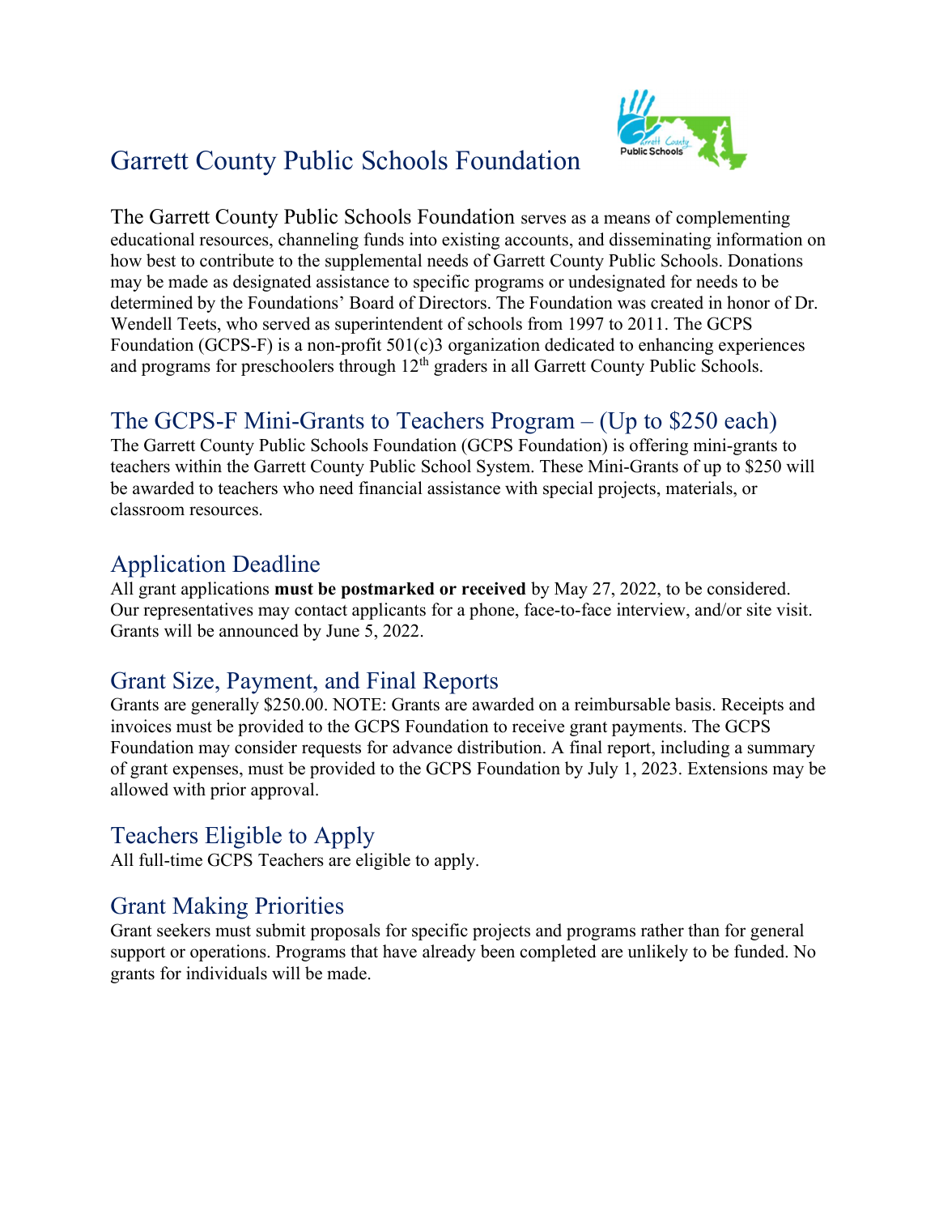# Garrett County Public Schools Foundation

The Garrett County Public Schools Foundation serves as a means of complementing educational resources, channeling funds into existing accounts, and disseminating information on how best to contribute to the supplemental needs of Garrett County Public Schools. Donations may be made as designated assistance to specific programs or undesignated for needs to be determined by the Foundations' Board of Directors. The Foundation was created in honor of Dr. Wendell Teets, who served as superintendent of schools from 1997 to 2011. The GCPS Foundation (GCPS-F) is a non-profit 501(c)3 organization dedicated to enhancing experiences and programs for preschoolers through 12th graders in all Garrett County Public Schools.

## The GCPS-F Mini-Grants to Teachers Program – (Up to $250 each)

The Garrett County Public Schools Foundation (GCPS Foundation) is offering mini-grants to teachers within the Garrett County Public School System. These Mini-Grants of up to $250 will be awarded to teachers who need financial assistance with special projects, materials, or classroom resources.

## Application Deadline

All grant applications **must be postmarked or received** by May 27, 2022, to be considered. Our representatives may contact applicants for a phone, face-to-face interview, and/or site visit. Grants will be announced by June 5, 2022.

## Grant Size, Payment, and Final Reports

Grants are generally $250.00. NOTE: Grants are awarded on a reimbursable basis. Receipts and invoices must be provided to the GCPS Foundation to receive grant payments. The GCPS Foundation may consider requests for advance distribution. A final report, including a summary of grant expenses, must be provided to the GCPS Foundation by July 1, 2023. Extensions may be allowed with prior approval.

## Teachers Eligible to Apply

All full-time GCPS Teachers are eligible to apply.

## Grant Making Priorities

Grant seekers must submit proposals for specific projects and programs rather than for general support or operations. Programs that have already been completed are unlikely to be funded. No grants for individuals will be made.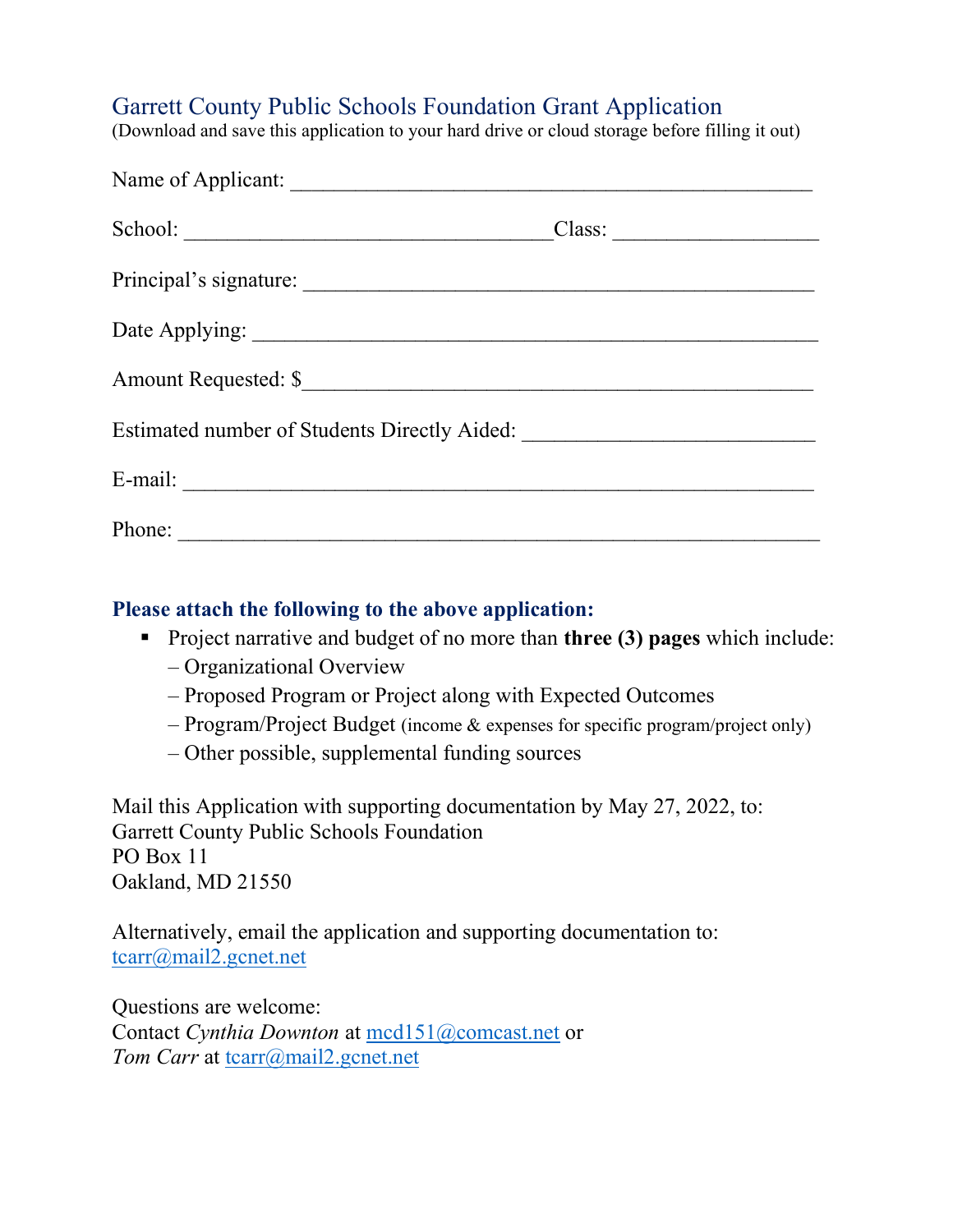# Garrett County Public Schools Foundation Grant Application

(Download and save this application to your hard drive or cloud storage before filling it out)

Name of Applicant: ______________________________________________

School: ________________________________Class: _________________

Principal's signature: ______________________________________________

Date Applying: ___________________________________________________

Amount Requested: $____________________________________________

Estimated number of Students Directly Aided: _________________________

E-mail: ________________________________________________________

Phone: ________________________________________________________

**Please attach the following to the above application:**

- Project narrative and budget of no more than **three (3) pages** which include:
  – Organizational Overview
  – Proposed Program or Project along with Expected Outcomes
  – Program/Project Budget (income & expenses for specific program/project only)
  – Other possible, supplemental funding sources

Mail this Application with supporting documentation by May 27, 2022, to:
Garrett County Public Schools Foundation
PO Box 11
Oakland, MD 21550

Alternatively, email the application and supporting documentation to:
tcarr@mail2.gcnet.net

Questions are welcome:
Contact *Cynthia Downton* at mcd151@comcast.net or
*Tom Carr* at tcarr@mail2.gcnet.net